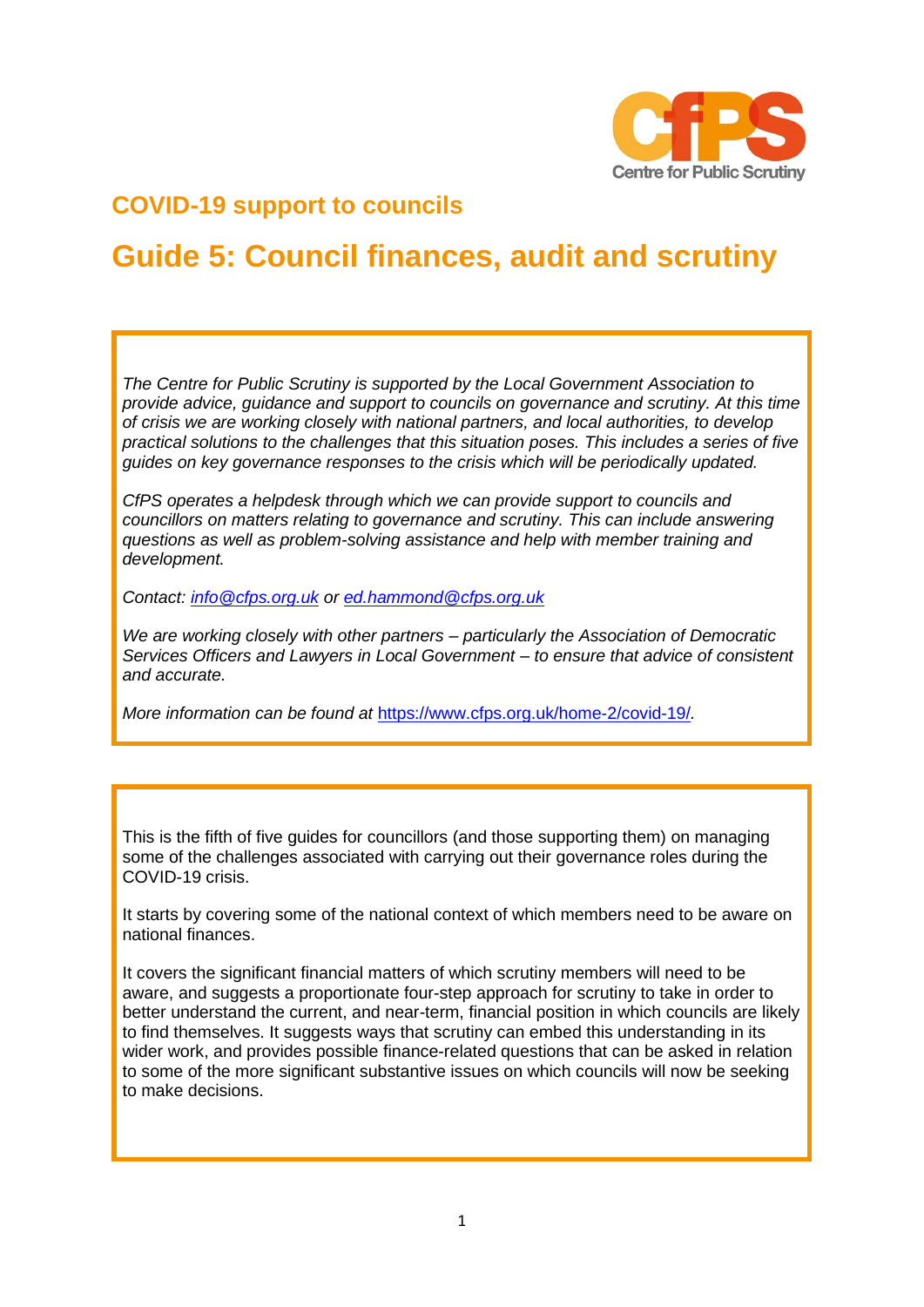## COVID-19 support to councils

# Guide 5: Council finances, audit and scrutiny

*The Centre for Public Scrutiny is supported by the Local Government Association to provide advice, guidance and support to councils on governance and scrutiny. At this time of crisis we are working closely with national partners, and local authorities, to develop practical solutions to the challenges that this situation poses. This includes a series of five guides on key governance responses to the crisis which will be periodically updated.*

*CfPS operates a helpdesk through which we can provide support to councils and councillors on matters relating to governance and scrutiny. This can include answering questions as well as problem-solving assistance and help with member training and development.*

*Contact: info@cfps.org.uk or ed.hammond@cfps.org.uk*

*We are working closely with other partners – particularly the Association of Democratic Services Officers and Lawyers in Local Government – to ensure that advice of consistent and accurate.*

*More information can be found at https://www.cfps.org.uk/home-2/covid-19/.*

This is the fifth of five guides for councillors (and those supporting them) on managing some of the challenges associated with carrying out their governance roles during the COVID-19 crisis.

It starts by covering some of the national context of which members need to be aware on national finances.

It covers the significant financial matters of which scrutiny members will need to be aware, and suggests a proportionate four-step approach for scrutiny to take in order to better understand the current, and near-term, financial position in which councils are likely to find themselves. It suggests ways that scrutiny can embed this understanding in its wider work, and provides possible finance-related questions that can be asked in relation to some of the more significant substantive issues on which councils will now be seeking to make decisions.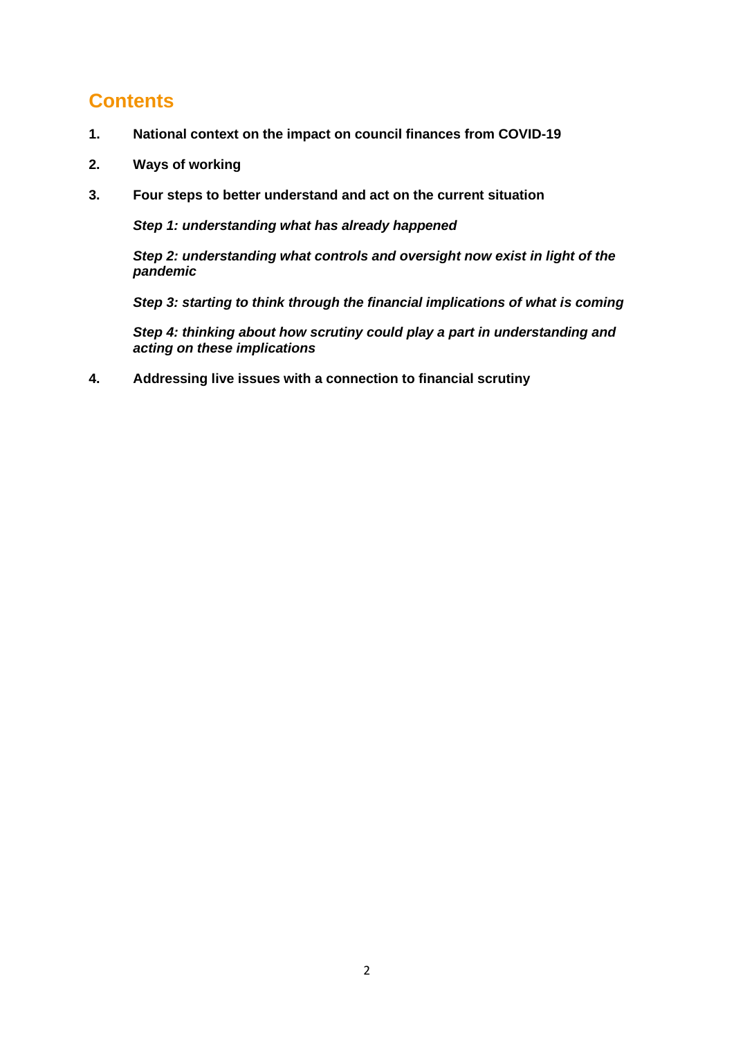## Contents

1. **National context on the impact on council finances from COVID-19**

2. **Ways of working**

3. **Four steps to better understand and act on the current situation**

   ***Step 1: understanding what has already happened***

   ***Step 2: understanding what controls and oversight now exist in light of the pandemic***

   ***Step 3: starting to think through the financial implications of what is coming***

   ***Step 4: thinking about how scrutiny could play a part in understanding and acting on these implications***

4. **Addressing live issues with a connection to financial scrutiny**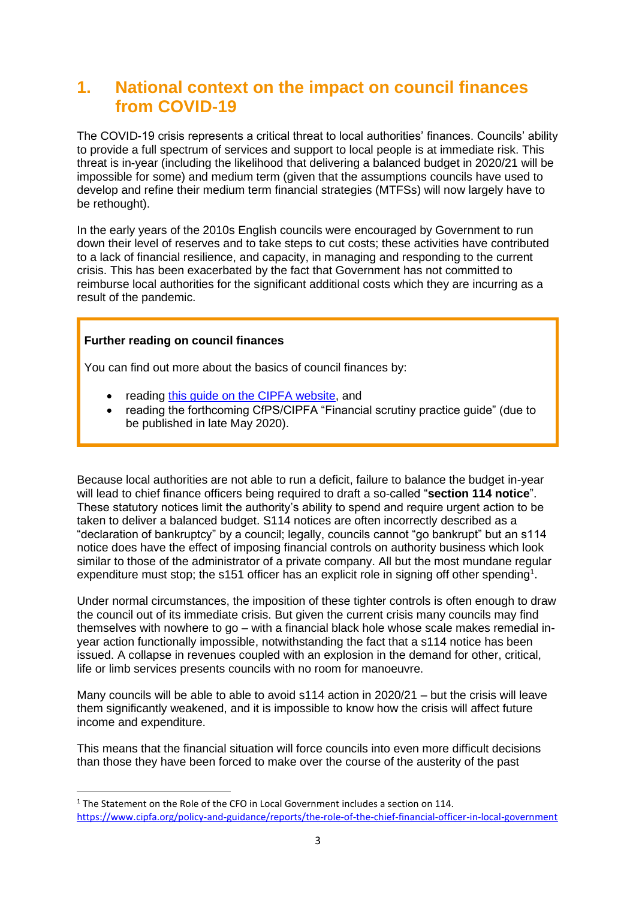## 1. National context on the impact on council finances from COVID-19

The COVID-19 crisis represents a critical threat to local authorities' finances. Councils' ability to provide a full spectrum of services and support to local people is at immediate risk. This threat is in-year (including the likelihood that delivering a balanced budget in 2020/21 will be impossible for some) and medium term (given that the assumptions councils have used to develop and refine their medium term financial strategies (MTFSs) will now largely have to be rethought).

In the early years of the 2010s English councils were encouraged by Government to run down their level of reserves and to take steps to cut costs; these activities have contributed to a lack of financial resilience, and capacity, in managing and responding to the current crisis. This has been exacerbated by the fact that Government has not committed to reimburse local authorities for the significant additional costs which they are incurring as a result of the pandemic.

> **Further reading on council finances**
>
> You can find out more about the basics of council finances by:
>
> - reading [this guide on the CIPFA website](), and
> - reading the forthcoming CfPS/CIPFA "Financial scrutiny practice guide" (due to be published in late May 2020).

Because local authorities are not able to run a deficit, failure to balance the budget in-year will lead to chief finance officers being required to draft a so-called "**section 114 notice**". These statutory notices limit the authority's ability to spend and require urgent action to be taken to deliver a balanced budget. S114 notices are often incorrectly described as a "declaration of bankruptcy" by a council; legally, councils cannot "go bankrupt" but an s114 notice does have the effect of imposing financial controls on authority business which look similar to those of the administrator of a private company. All but the most mundane regular expenditure must stop; the s151 officer has an explicit role in signing off other spending[1].

Under normal circumstances, the imposition of these tighter controls is often enough to draw the council out of its immediate crisis. But given the current crisis many councils may find themselves with nowhere to go – with a financial black hole whose scale makes remedial in-year action functionally impossible, notwithstanding the fact that a s114 notice has been issued. A collapse in revenues coupled with an explosion in the demand for other, critical, life or limb services presents councils with no room for manoeuvre.

Many councils will be able to able to avoid s114 action in 2020/21 – but the crisis will leave them significantly weakened, and it is impossible to know how the crisis will affect future income and expenditure.

This means that the financial situation will force councils into even more difficult decisions than those they have been forced to make over the course of the austerity of the past

---

[1] The Statement on the Role of the CFO in Local Government includes a section on 114. https://www.cipfa.org/policy-and-guidance/reports/the-role-of-the-chief-financial-officer-in-local-government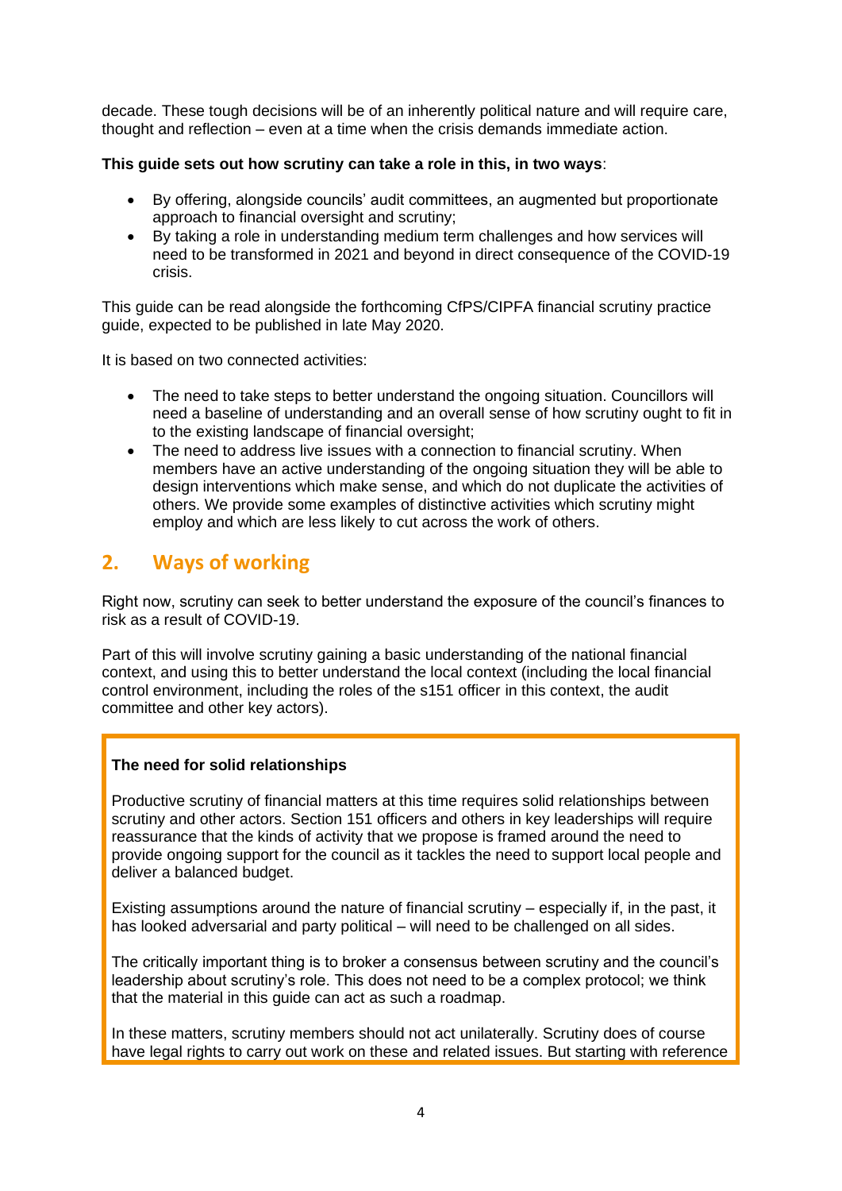decade. These tough decisions will be of an inherently political nature and will require care, thought and reflection – even at a time when the crisis demands immediate action.

**This guide sets out how scrutiny can take a role in this, in two ways**:

- By offering, alongside councils' audit committees, an augmented but proportionate approach to financial oversight and scrutiny;
- By taking a role in understanding medium term challenges and how services will need to be transformed in 2021 and beyond in direct consequence of the COVID-19 crisis.

This guide can be read alongside the forthcoming CfPS/CIPFA financial scrutiny practice guide, expected to be published in late May 2020.

It is based on two connected activities:

- The need to take steps to better understand the ongoing situation. Councillors will need a baseline of understanding and an overall sense of how scrutiny ought to fit in to the existing landscape of financial oversight;
- The need to address live issues with a connection to financial scrutiny. When members have an active understanding of the ongoing situation they will be able to design interventions which make sense, and which do not duplicate the activities of others. We provide some examples of distinctive activities which scrutiny might employ and which are less likely to cut across the work of others.

## 2. Ways of working

Right now, scrutiny can seek to better understand the exposure of the council's finances to risk as a result of COVID-19.

Part of this will involve scrutiny gaining a basic understanding of the national financial context, and using this to better understand the local context (including the local financial control environment, including the roles of the s151 officer in this context, the audit committee and other key actors).

**The need for solid relationships**

Productive scrutiny of financial matters at this time requires solid relationships between scrutiny and other actors. Section 151 officers and others in key leaderships will require reassurance that the kinds of activity that we propose is framed around the need to provide ongoing support for the council as it tackles the need to support local people and deliver a balanced budget.

Existing assumptions around the nature of financial scrutiny – especially if, in the past, it has looked adversarial and party political – will need to be challenged on all sides.

The critically important thing is to broker a consensus between scrutiny and the council's leadership about scrutiny's role. This does not need to be a complex protocol; we think that the material in this guide can act as such a roadmap.

In these matters, scrutiny members should not act unilaterally. Scrutiny does of course have legal rights to carry out work on these and related issues. But starting with reference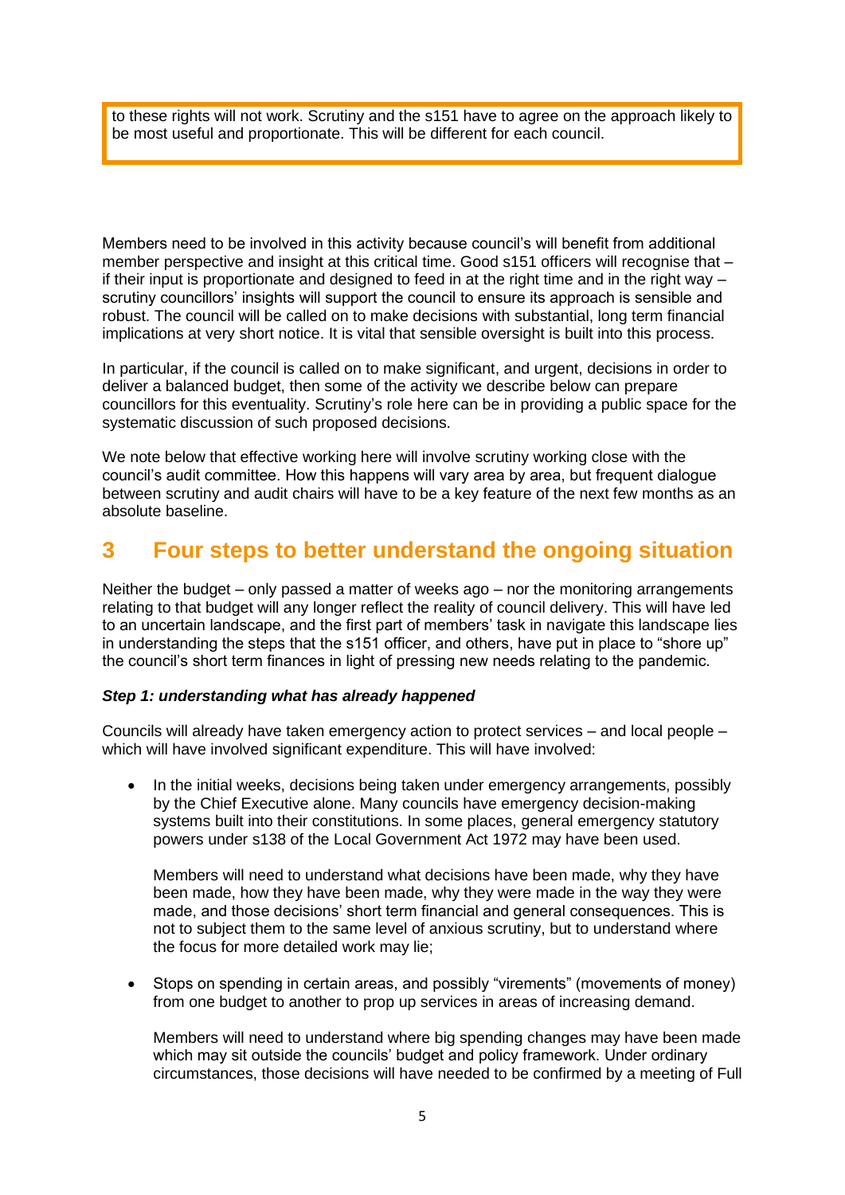to these rights will not work. Scrutiny and the s151 have to agree on the approach likely to be most useful and proportionate. This will be different for each council.

Members need to be involved in this activity because council's will benefit from additional member perspective and insight at this critical time. Good s151 officers will recognise that – if their input is proportionate and designed to feed in at the right time and in the right way – scrutiny councillors' insights will support the council to ensure its approach is sensible and robust. The council will be called on to make decisions with substantial, long term financial implications at very short notice. It is vital that sensible oversight is built into this process.

In particular, if the council is called on to make significant, and urgent, decisions in order to deliver a balanced budget, then some of the activity we describe below can prepare councillors for this eventuality. Scrutiny's role here can be in providing a public space for the systematic discussion of such proposed decisions.

We note below that effective working here will involve scrutiny working close with the council's audit committee. How this happens will vary area by area, but frequent dialogue between scrutiny and audit chairs will have to be a key feature of the next few months as an absolute baseline.

## 3 Four steps to better understand the ongoing situation

Neither the budget – only passed a matter of weeks ago – nor the monitoring arrangements relating to that budget will any longer reflect the reality of council delivery. This will have led to an uncertain landscape, and the first part of members' task in navigate this landscape lies in understanding the steps that the s151 officer, and others, have put in place to "shore up" the council's short term finances in light of pressing new needs relating to the pandemic.

***Step 1: understanding what has already happened***

Councils will already have taken emergency action to protect services – and local people – which will have involved significant expenditure. This will have involved:

- In the initial weeks, decisions being taken under emergency arrangements, possibly by the Chief Executive alone. Many councils have emergency decision-making systems built into their constitutions. In some places, general emergency statutory powers under s138 of the Local Government Act 1972 may have been used.

  Members will need to understand what decisions have been made, why they have been made, how they have been made, why they were made in the way they were made, and those decisions' short term financial and general consequences. This is not to subject them to the same level of anxious scrutiny, but to understand where the focus for more detailed work may lie;

- Stops on spending in certain areas, and possibly "virements" (movements of money) from one budget to another to prop up services in areas of increasing demand.

  Members will need to understand where big spending changes may have been made which may sit outside the councils' budget and policy framework. Under ordinary circumstances, those decisions will have needed to be confirmed by a meeting of Full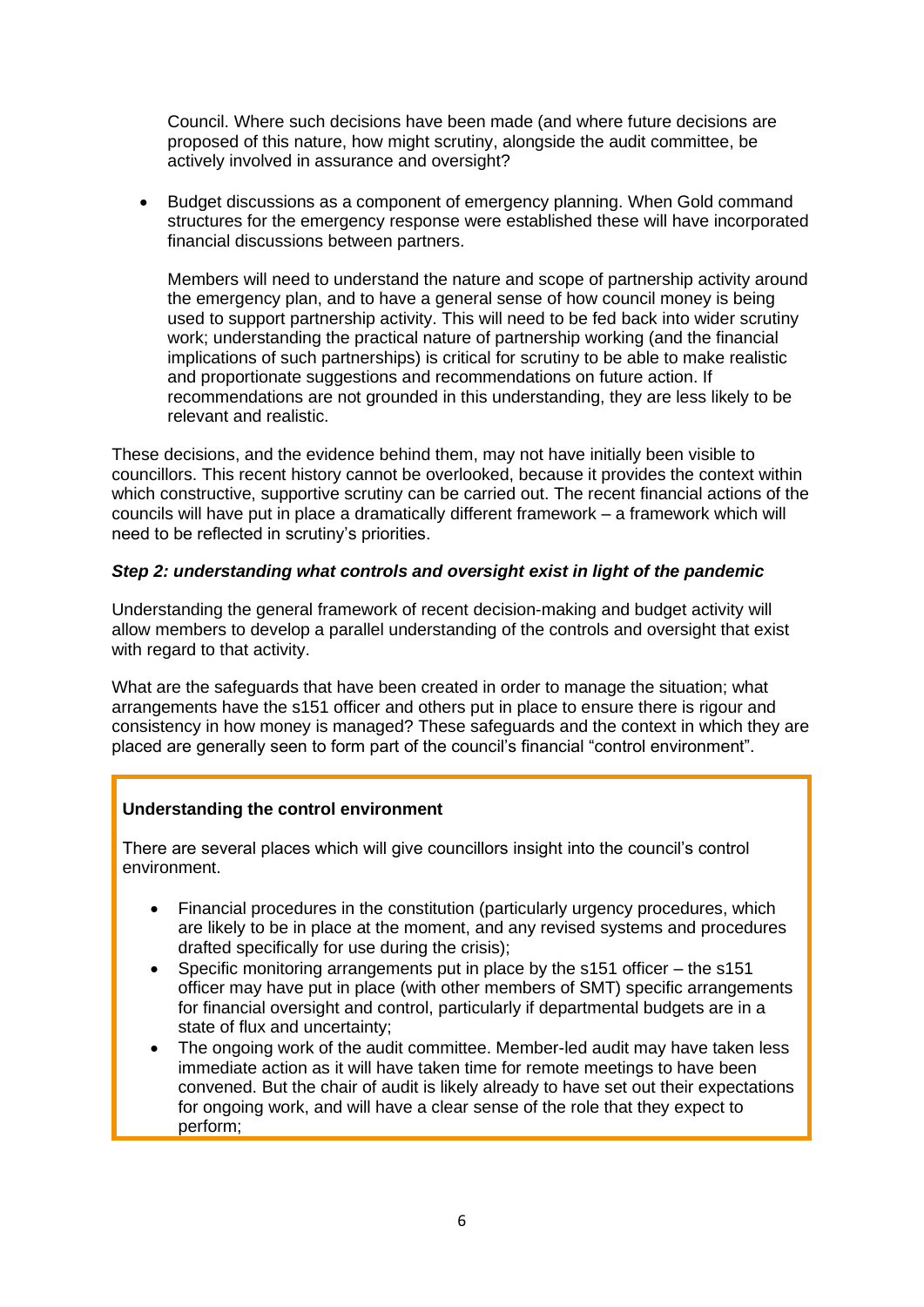Council. Where such decisions have been made (and where future decisions are proposed of this nature, how might scrutiny, alongside the audit committee, be actively involved in assurance and oversight?

- Budget discussions as a component of emergency planning. When Gold command structures for the emergency response were established these will have incorporated financial discussions between partners.

  Members will need to understand the nature and scope of partnership activity around the emergency plan, and to have a general sense of how council money is being used to support partnership activity. This will need to be fed back into wider scrutiny work; understanding the practical nature of partnership working (and the financial implications of such partnerships) is critical for scrutiny to be able to make realistic and proportionate suggestions and recommendations on future action. If recommendations are not grounded in this understanding, they are less likely to be relevant and realistic.

These decisions, and the evidence behind them, may not have initially been visible to councillors. This recent history cannot be overlooked, because it provides the context within which constructive, supportive scrutiny can be carried out. The recent financial actions of the councils will have put in place a dramatically different framework – a framework which will need to be reflected in scrutiny's priorities.

***Step 2: understanding what controls and oversight exist in light of the pandemic***

Understanding the general framework of recent decision-making and budget activity will allow members to develop a parallel understanding of the controls and oversight that exist with regard to that activity.

What are the safeguards that have been created in order to manage the situation; what arrangements have the s151 officer and others put in place to ensure there is rigour and consistency in how money is managed? These safeguards and the context in which they are placed are generally seen to form part of the council's financial "control environment".

**Understanding the control environment**

There are several places which will give councillors insight into the council's control environment.

- Financial procedures in the constitution (particularly urgency procedures, which are likely to be in place at the moment, and any revised systems and procedures drafted specifically for use during the crisis);
- Specific monitoring arrangements put in place by the s151 officer – the s151 officer may have put in place (with other members of SMT) specific arrangements for financial oversight and control, particularly if departmental budgets are in a state of flux and uncertainty;
- The ongoing work of the audit committee. Member-led audit may have taken less immediate action as it will have taken time for remote meetings to have been convened. But the chair of audit is likely already to have set out their expectations for ongoing work, and will have a clear sense of the role that they expect to perform;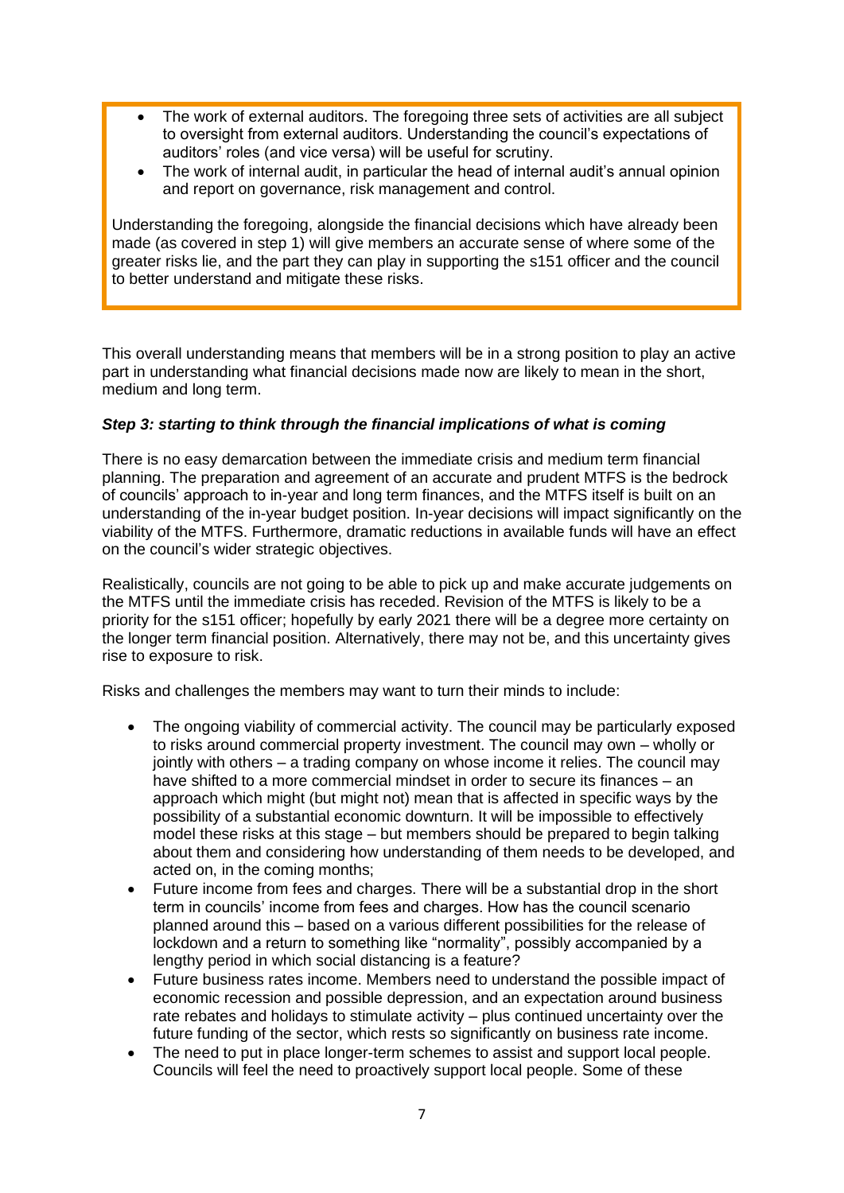- The work of external auditors. The foregoing three sets of activities are all subject to oversight from external auditors. Understanding the council's expectations of auditors' roles (and vice versa) will be useful for scrutiny.
- The work of internal audit, in particular the head of internal audit's annual opinion and report on governance, risk management and control.

Understanding the foregoing, alongside the financial decisions which have already been made (as covered in step 1) will give members an accurate sense of where some of the greater risks lie, and the part they can play in supporting the s151 officer and the council to better understand and mitigate these risks.

This overall understanding means that members will be in a strong position to play an active part in understanding what financial decisions made now are likely to mean in the short, medium and long term.

### *Step 3: starting to think through the financial implications of what is coming*

There is no easy demarcation between the immediate crisis and medium term financial planning. The preparation and agreement of an accurate and prudent MTFS is the bedrock of councils' approach to in-year and long term finances, and the MTFS itself is built on an understanding of the in-year budget position. In-year decisions will impact significantly on the viability of the MTFS. Furthermore, dramatic reductions in available funds will have an effect on the council's wider strategic objectives.

Realistically, councils are not going to be able to pick up and make accurate judgements on the MTFS until the immediate crisis has receded. Revision of the MTFS is likely to be a priority for the s151 officer; hopefully by early 2021 there will be a degree more certainty on the longer term financial position. Alternatively, there may not be, and this uncertainty gives rise to exposure to risk.

Risks and challenges the members may want to turn their minds to include:

- The ongoing viability of commercial activity. The council may be particularly exposed to risks around commercial property investment. The council may own – wholly or jointly with others – a trading company on whose income it relies. The council may have shifted to a more commercial mindset in order to secure its finances – an approach which might (but might not) mean that is affected in specific ways by the possibility of a substantial economic downturn. It will be impossible to effectively model these risks at this stage – but members should be prepared to begin talking about them and considering how understanding of them needs to be developed, and acted on, in the coming months;
- Future income from fees and charges. There will be a substantial drop in the short term in councils' income from fees and charges. How has the council scenario planned around this – based on a various different possibilities for the release of lockdown and a return to something like "normality", possibly accompanied by a lengthy period in which social distancing is a feature?
- Future business rates income. Members need to understand the possible impact of economic recession and possible depression, and an expectation around business rate rebates and holidays to stimulate activity – plus continued uncertainty over the future funding of the sector, which rests so significantly on business rate income.
- The need to put in place longer-term schemes to assist and support local people. Councils will feel the need to proactively support local people. Some of these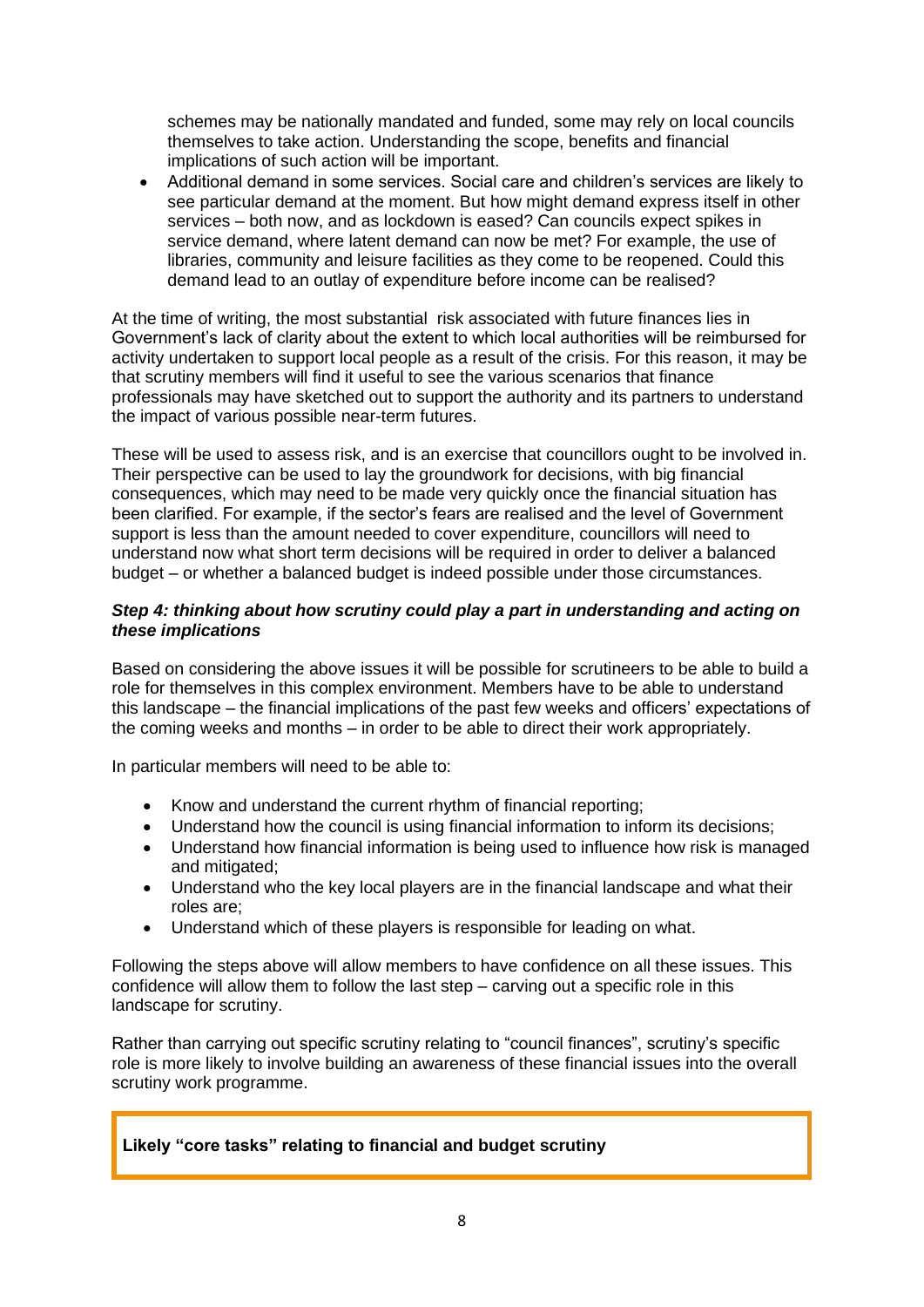schemes may be nationally mandated and funded, some may rely on local councils themselves to take action. Understanding the scope, benefits and financial implications of such action will be important.

- Additional demand in some services. Social care and children's services are likely to see particular demand at the moment. But how might demand express itself in other services – both now, and as lockdown is eased? Can councils expect spikes in service demand, where latent demand can now be met? For example, the use of libraries, community and leisure facilities as they come to be reopened. Could this demand lead to an outlay of expenditure before income can be realised?

At the time of writing, the most substantial risk associated with future finances lies in Government's lack of clarity about the extent to which local authorities will be reimbursed for activity undertaken to support local people as a result of the crisis. For this reason, it may be that scrutiny members will find it useful to see the various scenarios that finance professionals may have sketched out to support the authority and its partners to understand the impact of various possible near-term futures.

These will be used to assess risk, and is an exercise that councillors ought to be involved in. Their perspective can be used to lay the groundwork for decisions, with big financial consequences, which may need to be made very quickly once the financial situation has been clarified. For example, if the sector's fears are realised and the level of Government support is less than the amount needed to cover expenditure, councillors will need to understand now what short term decisions will be required in order to deliver a balanced budget – or whether a balanced budget is indeed possible under those circumstances.

#### ***Step 4: thinking about how scrutiny could play a part in understanding and acting on these implications***

Based on considering the above issues it will be possible for scrutineers to be able to build a role for themselves in this complex environment. Members have to be able to understand this landscape – the financial implications of the past few weeks and officers' expectations of the coming weeks and months – in order to be able to direct their work appropriately.

In particular members will need to be able to:

- Know and understand the current rhythm of financial reporting;
- Understand how the council is using financial information to inform its decisions;
- Understand how financial information is being used to influence how risk is managed and mitigated;
- Understand who the key local players are in the financial landscape and what their roles are;
- Understand which of these players is responsible for leading on what.

Following the steps above will allow members to have confidence on all these issues. This confidence will allow them to follow the last step – carving out a specific role in this landscape for scrutiny.

Rather than carrying out specific scrutiny relating to "council finances", scrutiny's specific role is more likely to involve building an awareness of these financial issues into the overall scrutiny work programme.

**Likely "core tasks" relating to financial and budget scrutiny**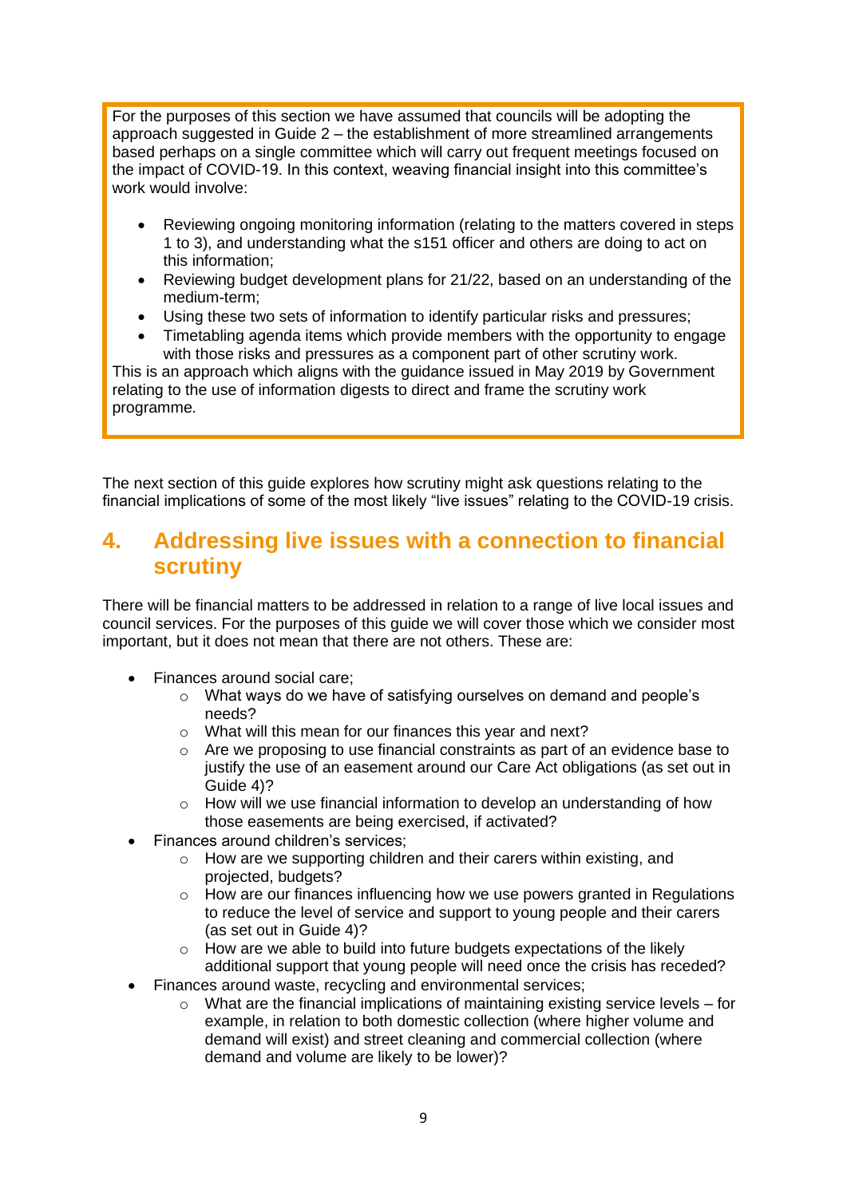> For the purposes of this section we have assumed that councils will be adopting the approach suggested in Guide 2 – the establishment of more streamlined arrangements based perhaps on a single committee which will carry out frequent meetings focused on the impact of COVID-19. In this context, weaving financial insight into this committee's work would involve:
>
> - Reviewing ongoing monitoring information (relating to the matters covered in steps 1 to 3), and understanding what the s151 officer and others are doing to act on this information;
> - Reviewing budget development plans for 21/22, based on an understanding of the medium-term;
> - Using these two sets of information to identify particular risks and pressures;
> - Timetabling agenda items which provide members with the opportunity to engage with those risks and pressures as a component part of other scrutiny work.
>
> This is an approach which aligns with the guidance issued in May 2019 by Government relating to the use of information digests to direct and frame the scrutiny work programme.

The next section of this guide explores how scrutiny might ask questions relating to the financial implications of some of the most likely "live issues" relating to the COVID-19 crisis.

## 4. Addressing live issues with a connection to financial scrutiny

There will be financial matters to be addressed in relation to a range of live local issues and council services. For the purposes of this guide we will cover those which we consider most important, but it does not mean that there are not others. These are:

- Finances around social care;
  - What ways do we have of satisfying ourselves on demand and people's needs?
  - What will this mean for our finances this year and next?
  - Are we proposing to use financial constraints as part of an evidence base to justify the use of an easement around our Care Act obligations (as set out in Guide 4)?
  - How will we use financial information to develop an understanding of how those easements are being exercised, if activated?
- Finances around children's services;
  - How are we supporting children and their carers within existing, and projected, budgets?
  - How are our finances influencing how we use powers granted in Regulations to reduce the level of service and support to young people and their carers (as set out in Guide 4)?
  - How are we able to build into future budgets expectations of the likely additional support that young people will need once the crisis has receded?
- Finances around waste, recycling and environmental services;
  - What are the financial implications of maintaining existing service levels – for example, in relation to both domestic collection (where higher volume and demand will exist) and street cleaning and commercial collection (where demand and volume are likely to be lower)?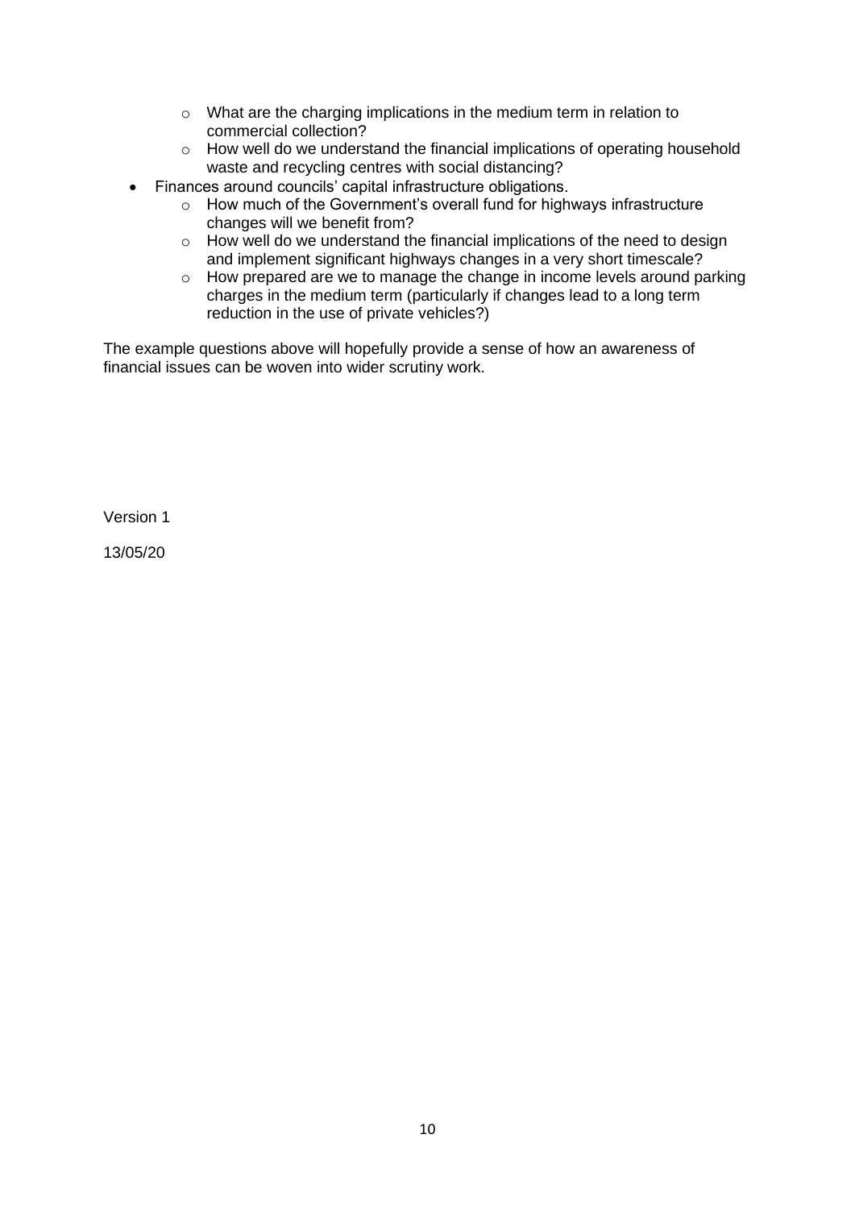- What are the charging implications in the medium term in relation to commercial collection?
    - How well do we understand the financial implications of operating household waste and recycling centres with social distancing?
- Finances around councils' capital infrastructure obligations.
    - How much of the Government's overall fund for highways infrastructure changes will we benefit from?
    - How well do we understand the financial implications of the need to design and implement significant highways changes in a very short timescale?
    - How prepared are we to manage the change in income levels around parking charges in the medium term (particularly if changes lead to a long term reduction in the use of private vehicles?)

The example questions above will hopefully provide a sense of how an awareness of financial issues can be woven into wider scrutiny work.

Version 1

13/05/20